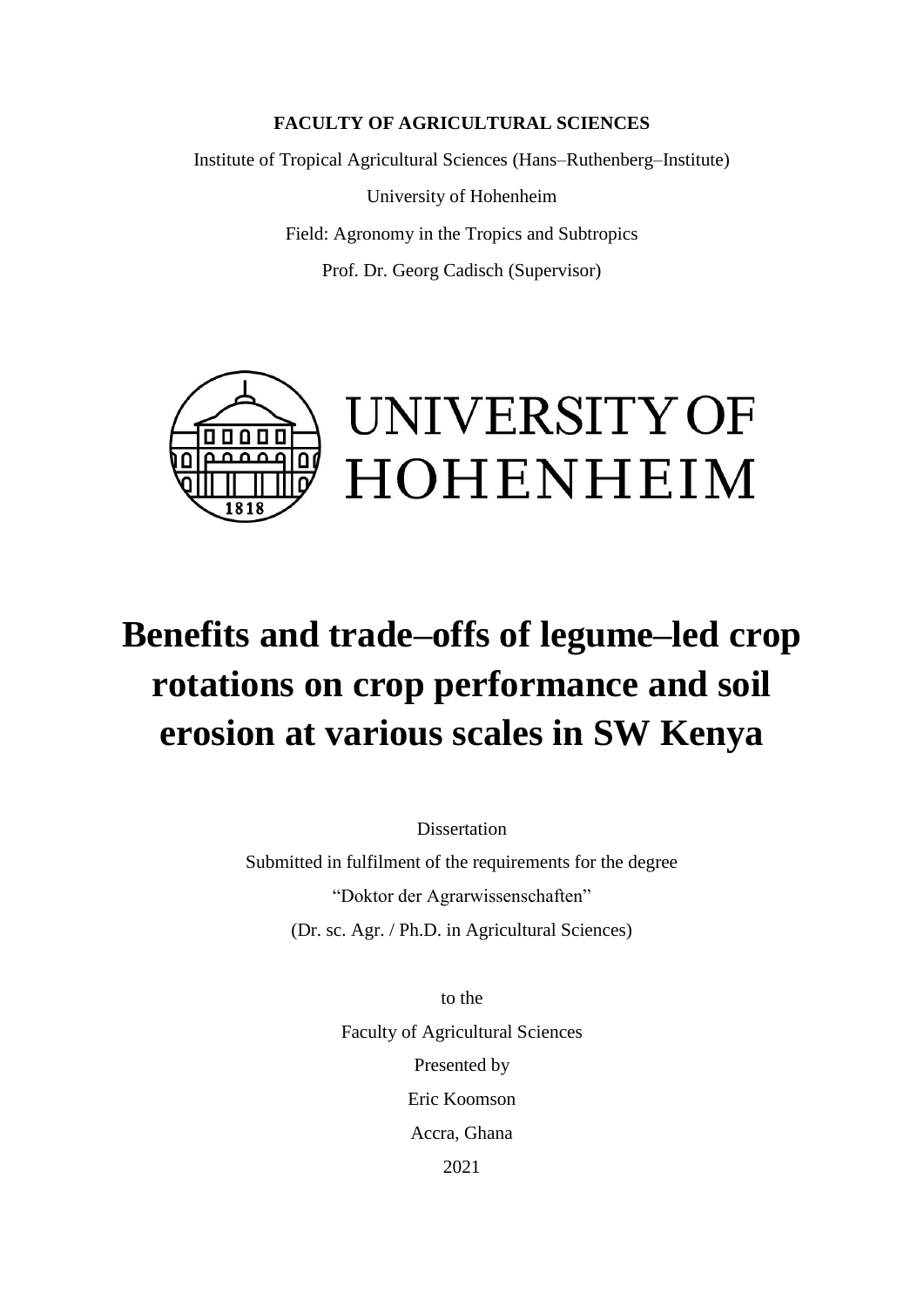**FACULTY OF AGRICULTURAL SCIENCES**

Institute of Tropical Agricultural Sciences (Hans–Ruthenberg–Institute)

University of Hohenheim

Field: Agronomy in the Tropics and Subtropics

Prof. Dr. Georg Cadisch (Supervisor)

UNIVERSITY OF HOHENHEIM

# Benefits and trade–offs of legume–led crop rotations on crop performance and soil erosion at various scales in SW Kenya

Dissertation

Submitted in fulfilment of the requirements for the degree

"Doktor der Agrarwissenschaften"

(Dr. sc. Agr. / Ph.D. in Agricultural Sciences)

to the

Faculty of Agricultural Sciences

Presented by

Eric Koomson

Accra, Ghana

2021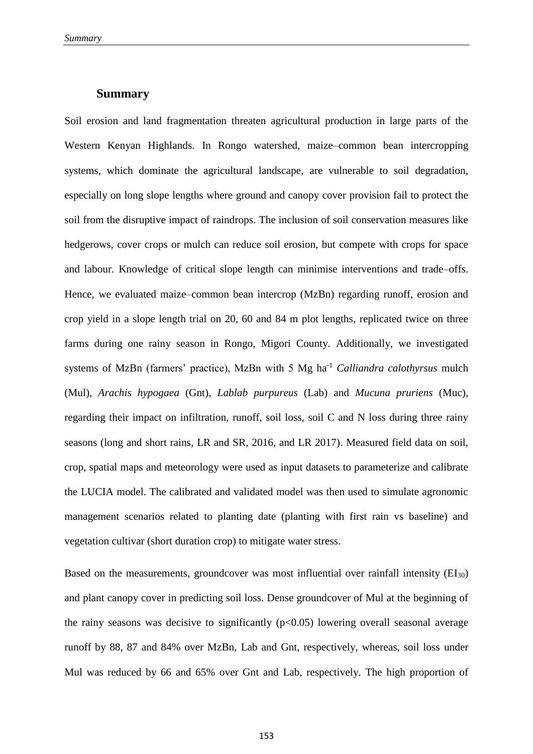# Summary

Soil erosion and land fragmentation threaten agricultural production in large parts of the Western Kenyan Highlands. In Rongo watershed, maize–common bean intercropping systems, which dominate the agricultural landscape, are vulnerable to soil degradation, especially on long slope lengths where ground and canopy cover provision fail to protect the soil from the disruptive impact of raindrops. The inclusion of soil conservation measures like hedgerows, cover crops or mulch can reduce soil erosion, but compete with crops for space and labour. Knowledge of critical slope length can minimise interventions and trade–offs. Hence, we evaluated maize–common bean intercrop (MzBn) regarding runoff, erosion and crop yield in a slope length trial on 20, 60 and 84 m plot lengths, replicated twice on three farms during one rainy season in Rongo, Migori County. Additionally, we investigated systems of MzBn (farmers' practice), MzBn with 5 Mg ha$^{-1}$ *Calliandra calothyrsus* mulch (Mul), *Arachis hypogaea* (Gnt), *Lablab purpureus* (Lab) and *Mucuna pruriens* (Muc), regarding their impact on infiltration, runoff, soil loss, soil C and N loss during three rainy seasons (long and short rains, LR and SR, 2016, and LR 2017). Measured field data on soil, crop, spatial maps and meteorology were used as input datasets to parameterize and calibrate the LUCIA model. The calibrated and validated model was then used to simulate agronomic management scenarios related to planting date (planting with first rain vs baseline) and vegetation cultivar (short duration crop) to mitigate water stress.

Based on the measurements, groundcover was most influential over rainfall intensity ($EI_{30}$) and plant canopy cover in predicting soil loss. Dense groundcover of Mul at the beginning of the rainy seasons was decisive to significantly ($p<0.05$) lowering overall seasonal average runoff by 88, 87 and 84% over MzBn, Lab and Gnt, respectively, whereas, soil loss under Mul was reduced by 66 and 65% over Gnt and Lab, respectively. The high proportion of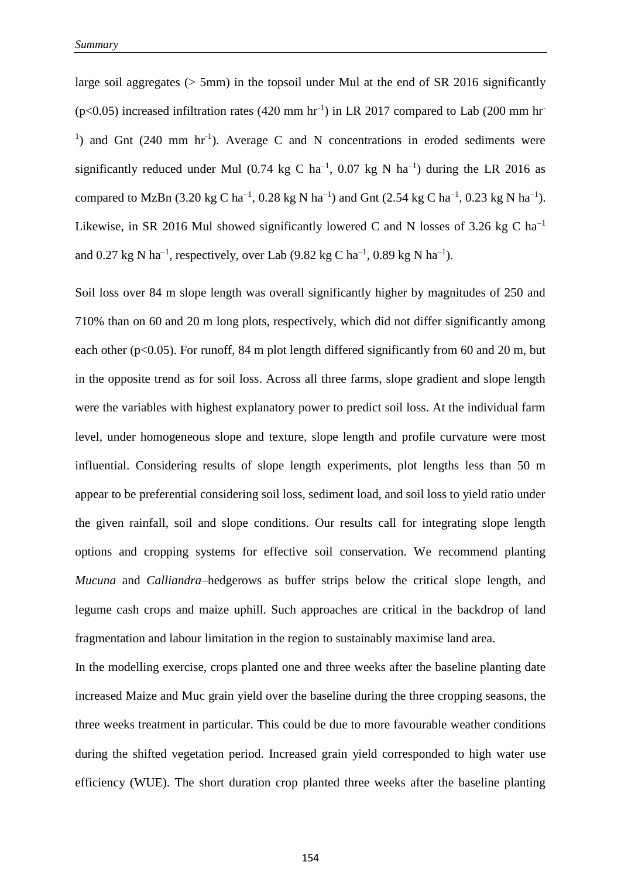large soil aggregates (> 5mm) in the topsoil under Mul at the end of SR 2016 significantly ($p<0.05$) increased infiltration rates (420 mm $hr^{-1}$) in LR 2017 compared to Lab (200 mm $hr^{-1}$) and Gnt (240 mm $hr^{-1}$). Average C and N concentrations in eroded sediments were significantly reduced under Mul (0.74 kg C $ha^{-1}$, 0.07 kg N $ha^{-1}$) during the LR 2016 as compared to MzBn (3.20 kg C $ha^{-1}$, 0.28 kg N $ha^{-1}$) and Gnt (2.54 kg C $ha^{-1}$, 0.23 kg N $ha^{-1}$). Likewise, in SR 2016 Mul showed significantly lowered C and N losses of 3.26 kg C $ha^{-1}$ and 0.27 kg N $ha^{-1}$, respectively, over Lab (9.82 kg C $ha^{-1}$, 0.89 kg N $ha^{-1}$).

Soil loss over 84 m slope length was overall significantly higher by magnitudes of 250 and 710% than on 60 and 20 m long plots, respectively, which did not differ significantly among each other ($p<0.05$). For runoff, 84 m plot length differed significantly from 60 and 20 m, but in the opposite trend as for soil loss. Across all three farms, slope gradient and slope length were the variables with highest explanatory power to predict soil loss. At the individual farm level, under homogeneous slope and texture, slope length and profile curvature were most influential. Considering results of slope length experiments, plot lengths less than 50 m appear to be preferential considering soil loss, sediment load, and soil loss to yield ratio under the given rainfall, soil and slope conditions. Our results call for integrating slope length options and cropping systems for effective soil conservation. We recommend planting *Mucuna* and *Calliandra*–hedgerows as buffer strips below the critical slope length, and legume cash crops and maize uphill. Such approaches are critical in the backdrop of land fragmentation and labour limitation in the region to sustainably maximise land area.

In the modelling exercise, crops planted one and three weeks after the baseline planting date increased Maize and Muc grain yield over the baseline during the three cropping seasons, the three weeks treatment in particular. This could be due to more favourable weather conditions during the shifted vegetation period. Increased grain yield corresponded to high water use efficiency (WUE). The short duration crop planted three weeks after the baseline planting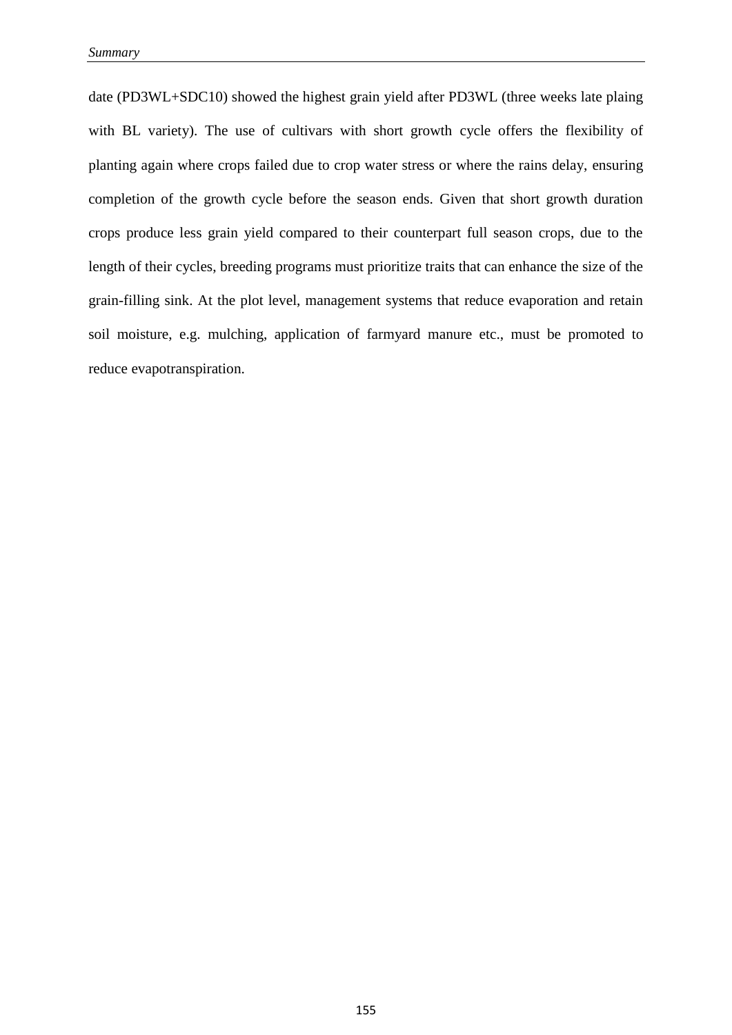date (PD3WL+SDC10) showed the highest grain yield after PD3WL (three weeks late plaing with BL variety). The use of cultivars with short growth cycle offers the flexibility of planting again where crops failed due to crop water stress or where the rains delay, ensuring completion of the growth cycle before the season ends. Given that short growth duration crops produce less grain yield compared to their counterpart full season crops, due to the length of their cycles, breeding programs must prioritize traits that can enhance the size of the grain-filling sink. At the plot level, management systems that reduce evaporation and retain soil moisture, e.g. mulching, application of farmyard manure etc., must be promoted to reduce evapotranspiration.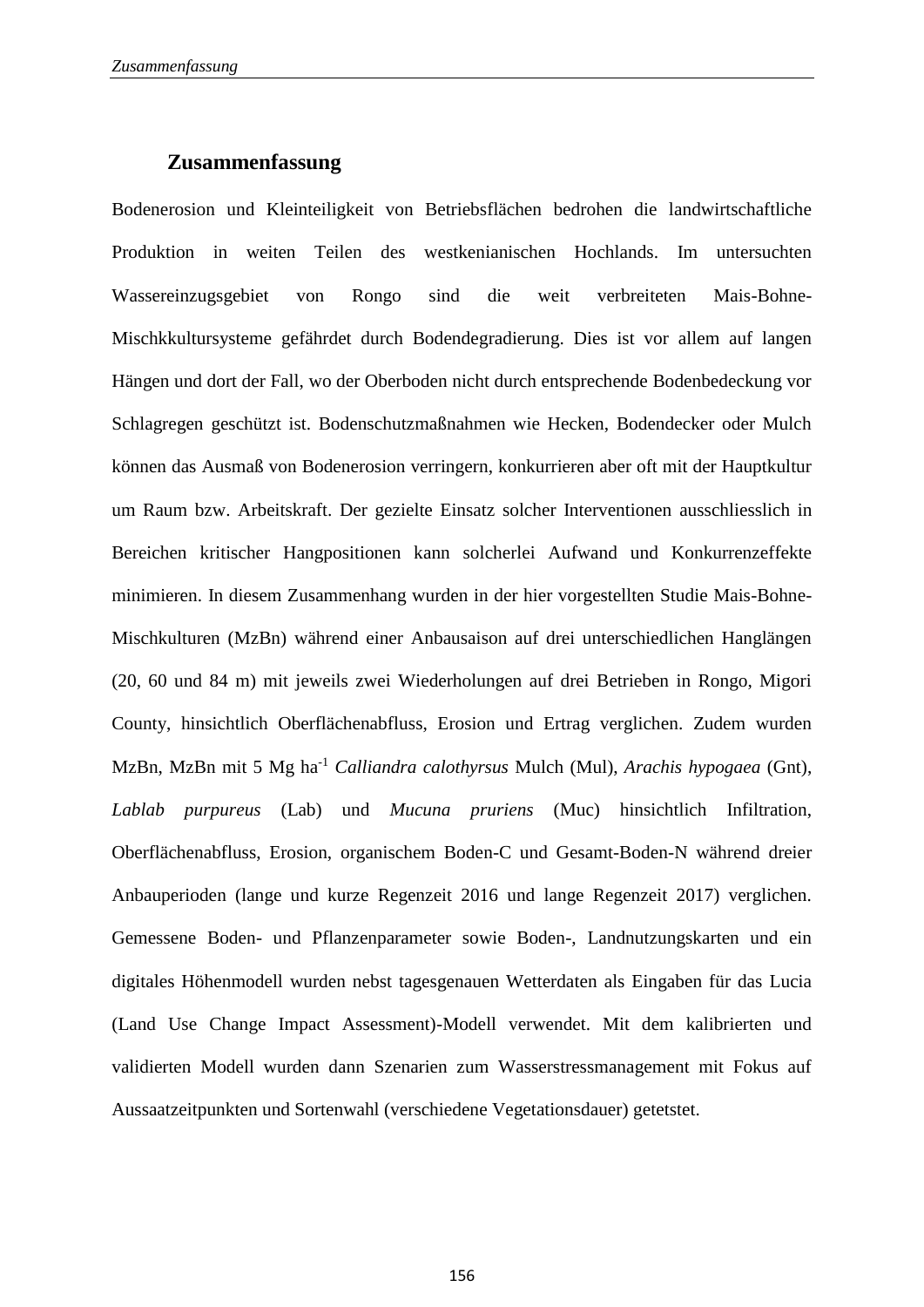# Zusammenfassung

Bodenerosion und Kleinteiligkeit von Betriebsflächen bedrohen die landwirtschaftliche Produktion in weiten Teilen des westkenianischen Hochlands. Im untersuchten Wassereinzugsgebiet von Rongo sind die weit verbreiteten Mais-Bohne-Mischkkultursysteme gefährdet durch Bodendegradierung. Dies ist vor allem auf langen Hängen und dort der Fall, wo der Oberboden nicht durch entsprechende Bodenbedeckung vor Schlagregen geschützt ist. Bodenschutzmaßnahmen wie Hecken, Bodendecker oder Mulch können das Ausmaß von Bodenerosion verringern, konkurrieren aber oft mit der Hauptkultur um Raum bzw. Arbeitskraft. Der gezielte Einsatz solcher Interventionen ausschliesslich in Bereichen kritischer Hangpositionen kann solcherlei Aufwand und Konkurrenzeffekte minimieren. In diesem Zusammenhang wurden in der hier vorgestellten Studie Mais-Bohne-Mischkulturen (MzBn) während einer Anbausaison auf drei unterschiedlichen Hanglängen (20, 60 und 84 m) mit jeweils zwei Wiederholungen auf drei Betrieben in Rongo, Migori County, hinsichtlich Oberflächenabfluss, Erosion und Ertrag verglichen. Zudem wurden MzBn, MzBn mit 5 Mg $ha^{-1}$ *Calliandra calothyrsus* Mulch (Mul), *Arachis hypogaea* (Gnt), *Lablab purpureus* (Lab) und *Mucuna pruriens* (Muc) hinsichtlich Infiltration, Oberflächenabfluss, Erosion, organischem Boden-C und Gesamt-Boden-N während dreier Anbauperioden (lange und kurze Regenzeit 2016 und lange Regenzeit 2017) verglichen. Gemessene Boden- und Pflanzenparameter sowie Boden-, Landnutzungskarten und ein digitales Höhenmodell wurden nebst tagesgenauen Wetterdaten als Eingaben für das Lucia (Land Use Change Impact Assessment)-Modell verwendet. Mit dem kalibrierten und validierten Modell wurden dann Szenarien zum Wasserstressmanagement mit Fokus auf Aussaatzeitpunkten und Sortenwahl (verschiedene Vegetationsdauer) getetstet.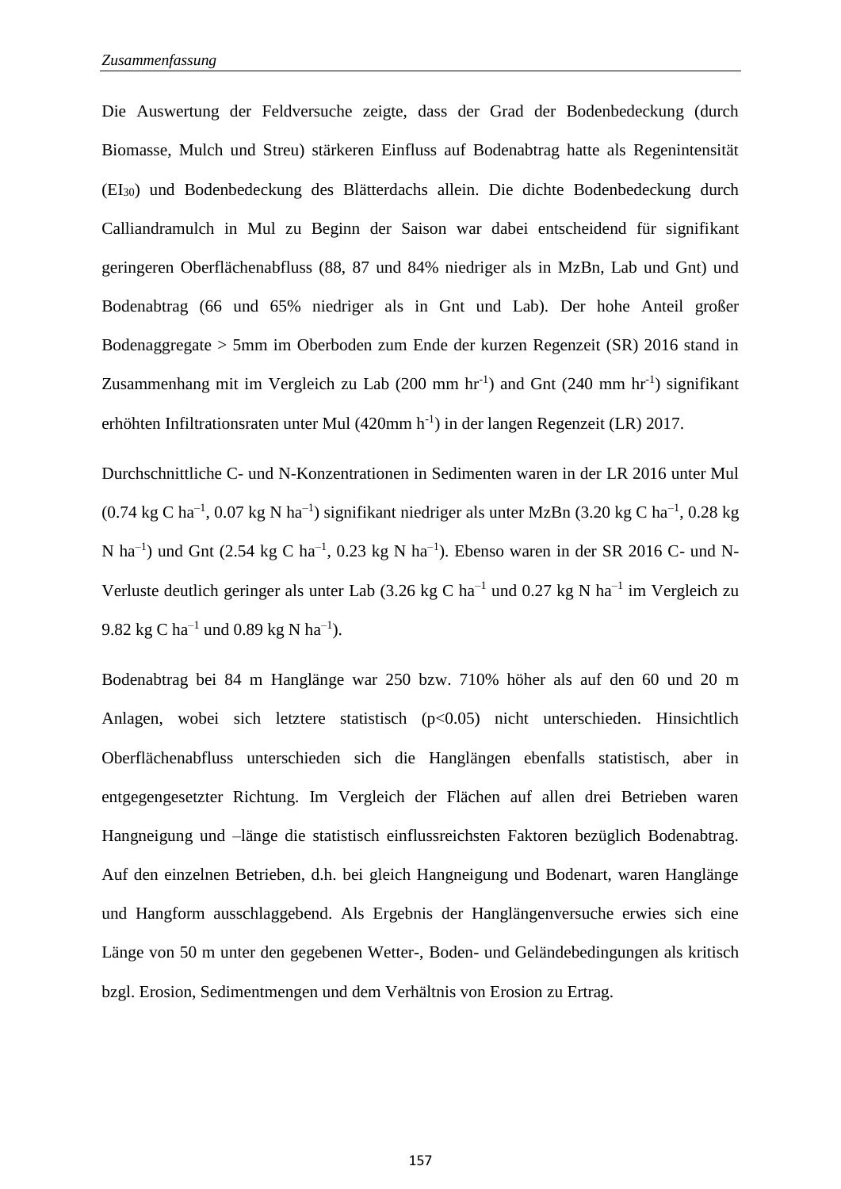Die Auswertung der Feldversuche zeigte, dass der Grad der Bodenbedeckung (durch Biomasse, Mulch und Streu) stärkeren Einfluss auf Bodenabtrag hatte als Regenintensität ($EI_{30}$) und Bodenbedeckung des Blätterdachs allein. Die dichte Bodenbedeckung durch Calliandramulch in Mul zu Beginn der Saison war dabei entscheidend für signifikant geringeren Oberflächenabfluss (88, 87 und 84% niedriger als in MzBn, Lab und Gnt) und Bodenabtrag (66 und 65% niedriger als in Gnt und Lab). Der hohe Anteil großer Bodenaggregate > 5mm im Oberboden zum Ende der kurzen Regenzeit (SR) 2016 stand in Zusammenhang mit im Vergleich zu Lab (200 mm $hr^{-1}$) and Gnt (240 mm $hr^{-1}$) signifikant erhöhten Infiltrationsraten unter Mul (420mm $h^{-1}$) in der langen Regenzeit (LR) 2017.

Durchschnittliche C- und N-Konzentrationen in Sedimenten waren in der LR 2016 unter Mul (0.74 kg C $ha^{-1}$, 0.07 kg N $ha^{-1}$) signifikant niedriger als unter MzBn (3.20 kg C $ha^{-1}$, 0.28 kg N $ha^{-1}$) und Gnt (2.54 kg C $ha^{-1}$, 0.23 kg N $ha^{-1}$). Ebenso waren in der SR 2016 C- und N-Verluste deutlich geringer als unter Lab (3.26 kg C $ha^{-1}$ und 0.27 kg N $ha^{-1}$ im Vergleich zu 9.82 kg C $ha^{-1}$ und 0.89 kg N $ha^{-1}$).

Bodenabtrag bei 84 m Hanglänge war 250 bzw. 710% höher als auf den 60 und 20 m Anlagen, wobei sich letztere statistisch ($p<0.05$) nicht unterschieden. Hinsichtlich Oberflächenabfluss unterschieden sich die Hanglängen ebenfalls statistisch, aber in entgegengesetzter Richtung. Im Vergleich der Flächen auf allen drei Betrieben waren Hangneigung und –länge die statistisch einflussreichsten Faktoren bezüglich Bodenabtrag. Auf den einzelnen Betrieben, d.h. bei gleich Hangneigung und Bodenart, waren Hanglänge und Hangform ausschlaggebend. Als Ergebnis der Hanglängenversuche erwies sich eine Länge von 50 m unter den gegebenen Wetter-, Boden- und Geländebedingungen als kritisch bzgl. Erosion, Sedimentmengen und dem Verhältnis von Erosion zu Ertrag.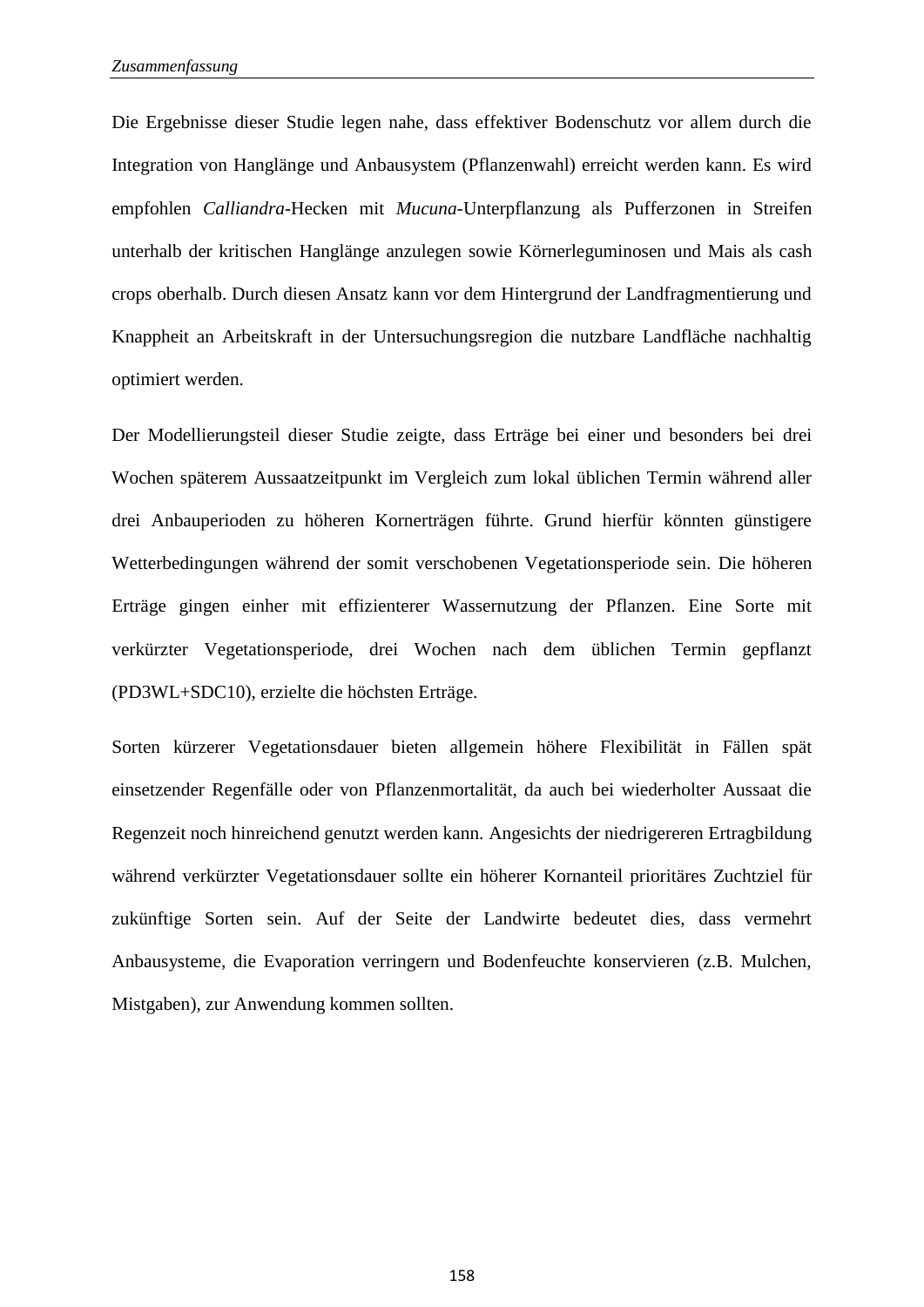Die Ergebnisse dieser Studie legen nahe, dass effektiver Bodenschutz vor allem durch die Integration von Hanglänge und Anbausystem (Pflanzenwahl) erreicht werden kann. Es wird empfohlen *Calliandra*-Hecken mit *Mucuna*-Unterpflanzung als Pufferzonen in Streifen unterhalb der kritischen Hanglänge anzulegen sowie Körnerleguminosen und Mais als cash crops oberhalb. Durch diesen Ansatz kann vor dem Hintergrund der Landfragmentierung und Knappheit an Arbeitskraft in der Untersuchungsregion die nutzbare Landfläche nachhaltig optimiert werden.

Der Modellierungsteil dieser Studie zeigte, dass Erträge bei einer und besonders bei drei Wochen späterem Aussaatzeitpunkt im Vergleich zum lokal üblichen Termin während aller drei Anbauperioden zu höheren Kornerträgen führte. Grund hierfür könnten günstigere Wetterbedingungen während der somit verschobenen Vegetationsperiode sein. Die höheren Erträge gingen einher mit effizienterer Wassernutzung der Pflanzen. Eine Sorte mit verkürzter Vegetationsperiode, drei Wochen nach dem üblichen Termin gepflanzt (PD3WL+SDC10), erzielte die höchsten Erträge.

Sorten kürzerer Vegetationsdauer bieten allgemein höhere Flexibilität in Fällen spät einsetzender Regenfälle oder von Pflanzenmortalität, da auch bei wiederholter Aussaat die Regenzeit noch hinreichend genutzt werden kann. Angesichts der niedrigereren Ertragbildung während verkürzter Vegetationsdauer sollte ein höherer Kornanteil prioritäres Zuchtziel für zukünftige Sorten sein. Auf der Seite der Landwirte bedeutet dies, dass vermehrt Anbausysteme, die Evaporation verringern und Bodenfeuchte konservieren (z.B. Mulchen, Mistgaben), zur Anwendung kommen sollten.